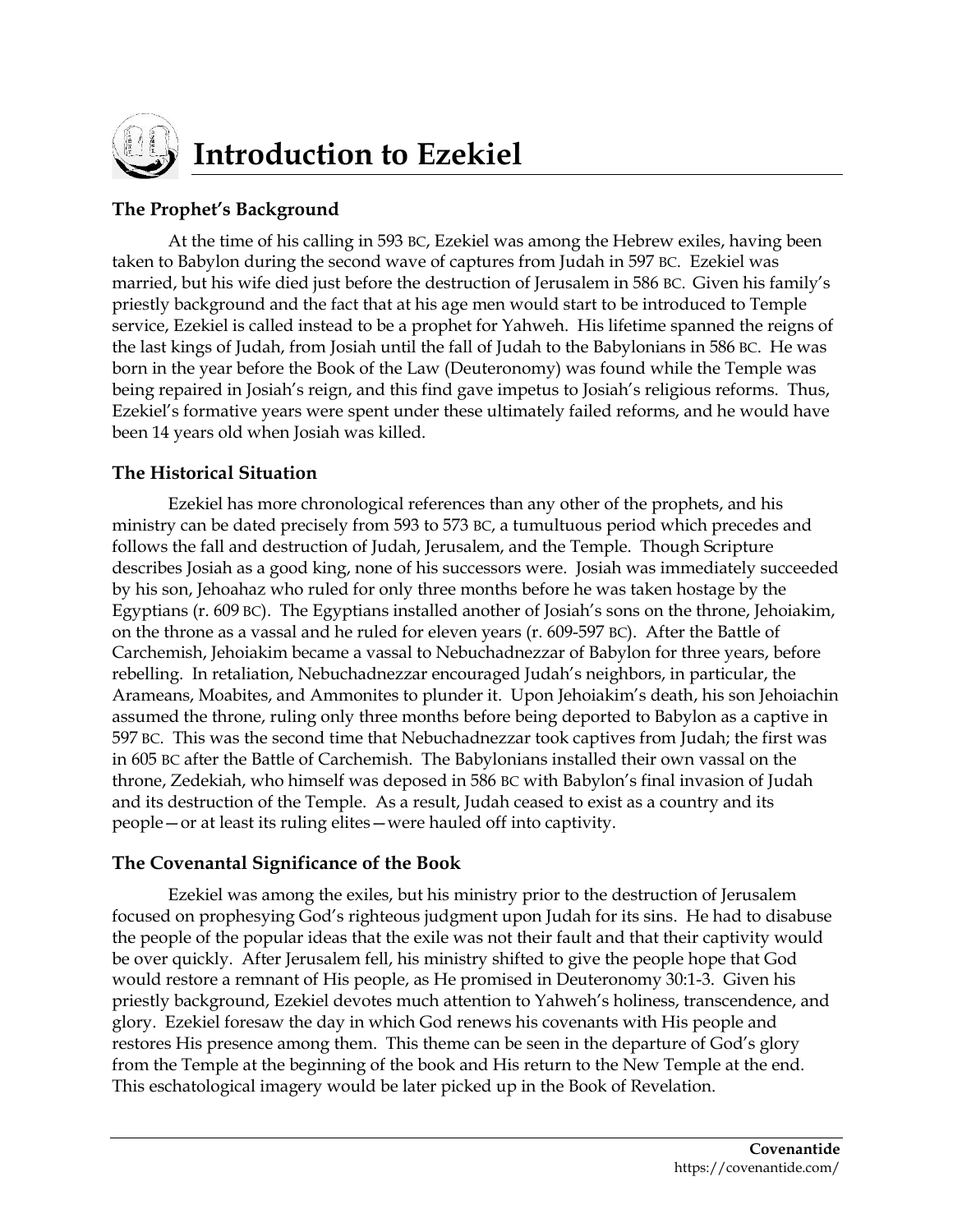# Introduction to Ezekiel

## The Prophet's Background

At the time of his calling in 593 BC, Ezekiel was among the Hebrew exiles, having been taken to Babylon during the second wave of captures from Judah in 597 BC. Ezekiel was married, but his wife died just before the destruction of Jerusalem in 586 BC. Given his family's priestly background and the fact that at his age men would start to be introduced to Temple service, Ezekiel is called instead to be a prophet for Yahweh. His lifetime spanned the reigns of the last kings of Judah, from Josiah until the fall of Judah to the Babylonians in 586 BC. He was born in the year before the Book of the Law (Deuteronomy) was found while the Temple was being repaired in Josiah's reign, and this find gave impetus to Josiah's religious reforms. Thus, Ezekiel's formative years were spent under these ultimately failed reforms, and he would have been 14 years old when Josiah was killed.

## The Historical Situation

Ezekiel has more chronological references than any other of the prophets, and his ministry can be dated precisely from 593 to 573 BC, a tumultuous period which precedes and follows the fall and destruction of Judah, Jerusalem, and the Temple. Though Scripture describes Josiah as a good king, none of his successors were. Josiah was immediately succeeded by his son, Jehoahaz who ruled for only three months before he was taken hostage by the Egyptians (r. 609 BC). The Egyptians installed another of Josiah's sons on the throne, Jehoiakim, on the throne as a vassal and he ruled for eleven years (r. 609-597 BC). After the Battle of Carchemish, Jehoiakim became a vassal to Nebuchadnezzar of Babylon for three years, before rebelling. In retaliation, Nebuchadnezzar encouraged Judah's neighbors, in particular, the Arameans, Moabites, and Ammonites to plunder it. Upon Jehoiakim's death, his son Jehoiachin assumed the throne, ruling only three months before being deported to Babylon as a captive in 597 BC. This was the second time that Nebuchadnezzar took captives from Judah; the first was in 605 BC after the Battle of Carchemish. The Babylonians installed their own vassal on the throne, Zedekiah, who himself was deposed in 586 BC with Babylon's final invasion of Judah and its destruction of the Temple. As a result, Judah ceased to exist as a country and its people—or at least its ruling elites—were hauled off into captivity.

## The Covenantal Significance of the Book

Ezekiel was among the exiles, but his ministry prior to the destruction of Jerusalem focused on prophesying God's righteous judgment upon Judah for its sins. He had to disabuse the people of the popular ideas that the exile was not their fault and that their captivity would be over quickly. After Jerusalem fell, his ministry shifted to give the people hope that God would restore a remnant of His people, as He promised in Deuteronomy 30:1-3. Given his priestly background, Ezekiel devotes much attention to Yahweh's holiness, transcendence, and glory. Ezekiel foresaw the day in which God renews his covenants with His people and restores His presence among them. This theme can be seen in the departure of God's glory from the Temple at the beginning of the book and His return to the New Temple at the end. This eschatological imagery would be later picked up in the Book of Revelation.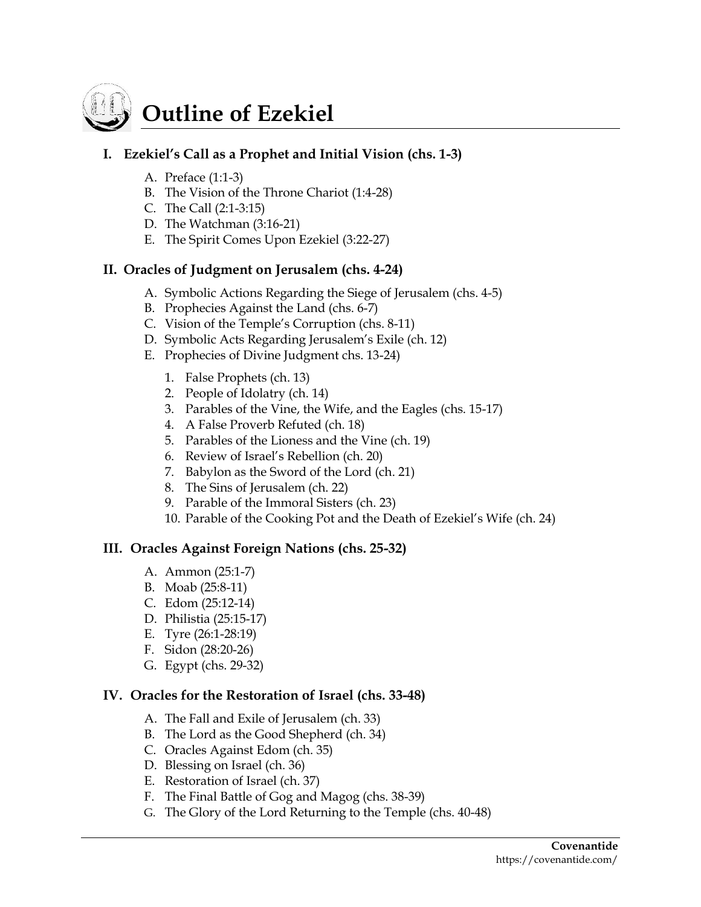# Outline of Ezekiel

## I. Ezekiel's Call as a Prophet and Initial Vision (chs. 1-3)

A. Preface (1:1-3)
B. The Vision of the Throne Chariot (1:4-28)
C. The Call (2:1-3:15)
D. The Watchman (3:16-21)
E. The Spirit Comes Upon Ezekiel (3:22-27)

## II. Oracles of Judgment on Jerusalem (chs. 4-24)

A. Symbolic Actions Regarding the Siege of Jerusalem (chs. 4-5)
B. Prophecies Against the Land (chs. 6-7)
C. Vision of the Temple's Corruption (chs. 8-11)
D. Symbolic Acts Regarding Jerusalem's Exile (ch. 12)
E. Prophecies of Divine Judgment chs. 13-24)

1. False Prophets (ch. 13)
2. People of Idolatry (ch. 14)
3. Parables of the Vine, the Wife, and the Eagles (chs. 15-17)
4. A False Proverb Refuted (ch. 18)
5. Parables of the Lioness and the Vine (ch. 19)
6. Review of Israel's Rebellion (ch. 20)
7. Babylon as the Sword of the Lord (ch. 21)
8. The Sins of Jerusalem (ch. 22)
9. Parable of the Immoral Sisters (ch. 23)
10. Parable of the Cooking Pot and the Death of Ezekiel's Wife (ch. 24)

## III. Oracles Against Foreign Nations (chs. 25-32)

A. Ammon (25:1-7)
B. Moab (25:8-11)
C. Edom (25:12-14)
D. Philistia (25:15-17)
E. Tyre (26:1-28:19)
F. Sidon (28:20-26)
G. Egypt (chs. 29-32)

## IV. Oracles for the Restoration of Israel (chs. 33-48)

A. The Fall and Exile of Jerusalem (ch. 33)
B. The Lord as the Good Shepherd (ch. 34)
C. Oracles Against Edom (ch. 35)
D. Blessing on Israel (ch. 36)
E. Restoration of Israel (ch. 37)
F. The Final Battle of Gog and Magog (chs. 38-39)
G. The Glory of the Lord Returning to the Temple (chs. 40-48)